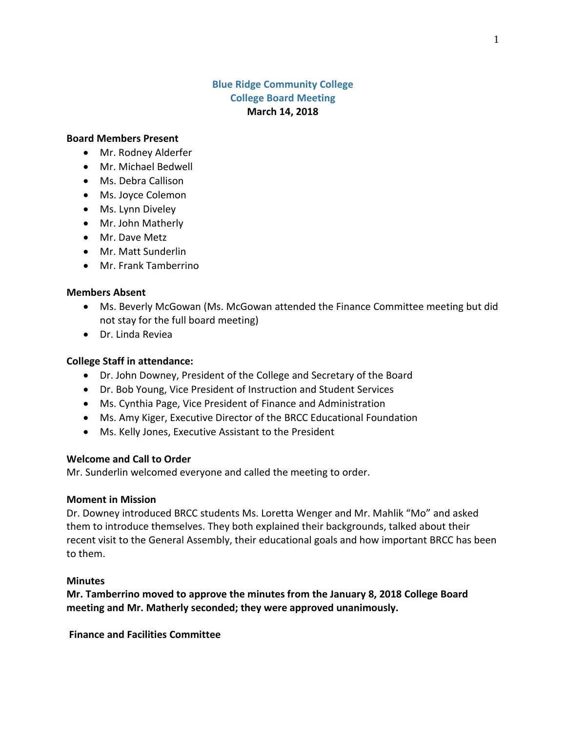# Blue Ridge Community College
## College Board Meeting
**March 14, 2018**

**Board Members Present**

- Mr. Rodney Alderfer
- Mr. Michael Bedwell
- Ms. Debra Callison
- Ms. Joyce Colemon
- Ms. Lynn Diveley
- Mr. John Matherly
- Mr. Dave Metz
- Mr. Matt Sunderlin
- Mr. Frank Tamberrino

**Members Absent**

- Ms. Beverly McGowan (Ms. McGowan attended the Finance Committee meeting but did not stay for the full board meeting)
- Dr. Linda Reviea

**College Staff in attendance:**

- Dr. John Downey, President of the College and Secretary of the Board
- Dr. Bob Young, Vice President of Instruction and Student Services
- Ms. Cynthia Page, Vice President of Finance and Administration
- Ms. Amy Kiger, Executive Director of the BRCC Educational Foundation
- Ms. Kelly Jones, Executive Assistant to the President

**Welcome and Call to Order**

Mr. Sunderlin welcomed everyone and called the meeting to order.

**Moment in Mission**

Dr. Downey introduced BRCC students Ms. Loretta Wenger and Mr. Mahlik "Mo" and asked them to introduce themselves. They both explained their backgrounds, talked about their recent visit to the General Assembly, their educational goals and how important BRCC has been to them.

**Minutes**

**Mr. Tamberrino moved to approve the minutes from the January 8, 2018 College Board meeting and Mr. Matherly seconded; they were approved unanimously.**

**Finance and Facilities Committee**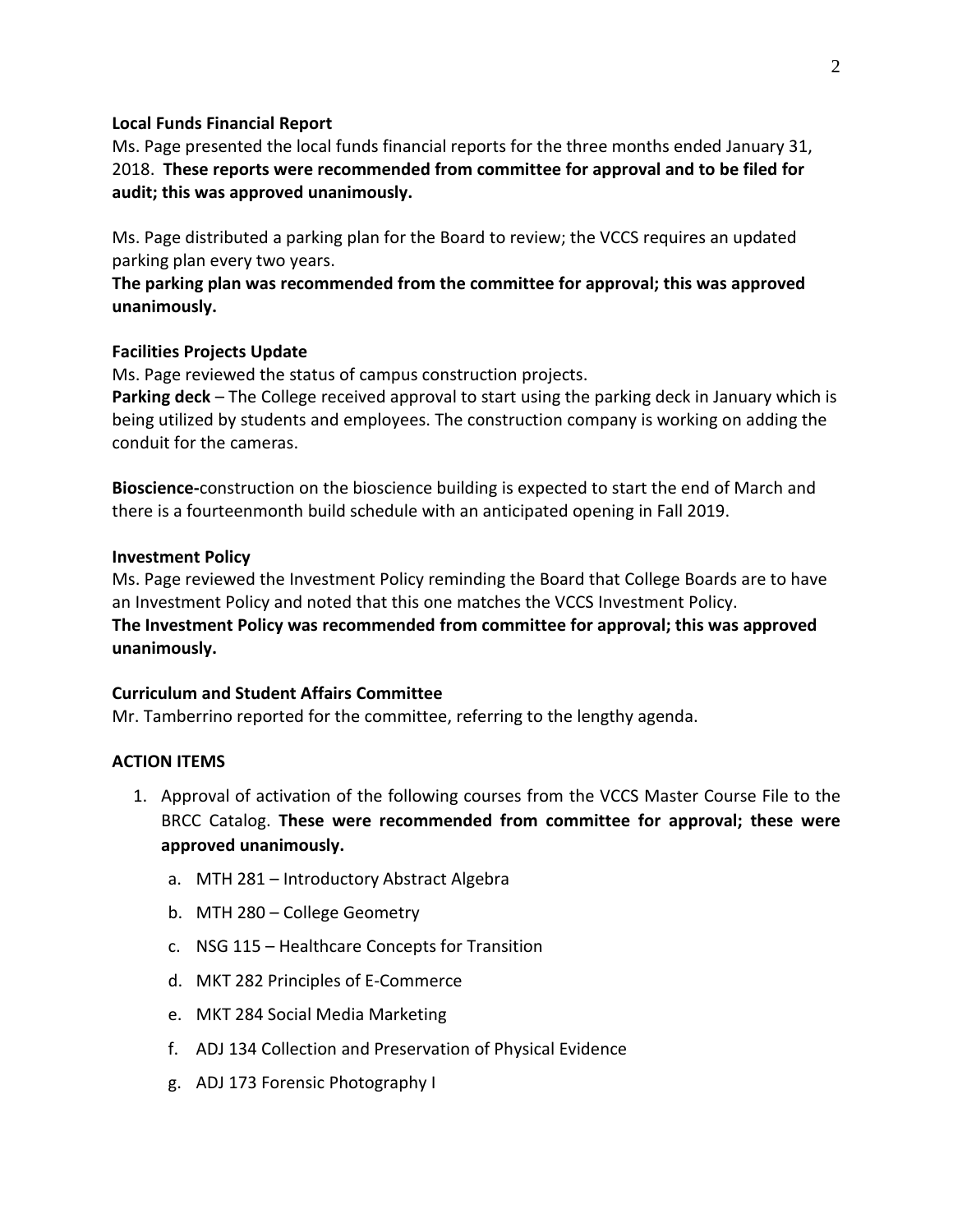**Local Funds Financial Report**

Ms. Page presented the local funds financial reports for the three months ended January 31, 2018. **These reports were recommended from committee for approval and to be filed for audit; this was approved unanimously.**

Ms. Page distributed a parking plan for the Board to review; the VCCS requires an updated parking plan every two years.

**The parking plan was recommended from the committee for approval; this was approved unanimously.**

**Facilities Projects Update**

Ms. Page reviewed the status of campus construction projects.

**Parking deck** – The College received approval to start using the parking deck in January which is being utilized by students and employees. The construction company is working on adding the conduit for the cameras.

**Bioscience-**construction on the bioscience building is expected to start the end of March and there is a fourteenmonth build schedule with an anticipated opening in Fall 2019.

**Investment Policy**

Ms. Page reviewed the Investment Policy reminding the Board that College Boards are to have an Investment Policy and noted that this one matches the VCCS Investment Policy.

**The Investment Policy was recommended from committee for approval; this was approved unanimously.**

**Curriculum and Student Affairs Committee**

Mr. Tamberrino reported for the committee, referring to the lengthy agenda.

**ACTION ITEMS**

1. Approval of activation of the following courses from the VCCS Master Course File to the BRCC Catalog. **These were recommended from committee for approval; these were approved unanimously.**
   a. MTH 281 – Introductory Abstract Algebra
   b. MTH 280 – College Geometry
   c. NSG 115 – Healthcare Concepts for Transition
   d. MKT 282 Principles of E-Commerce
   e. MKT 284 Social Media Marketing
   f. ADJ 134 Collection and Preservation of Physical Evidence
   g. ADJ 173 Forensic Photography I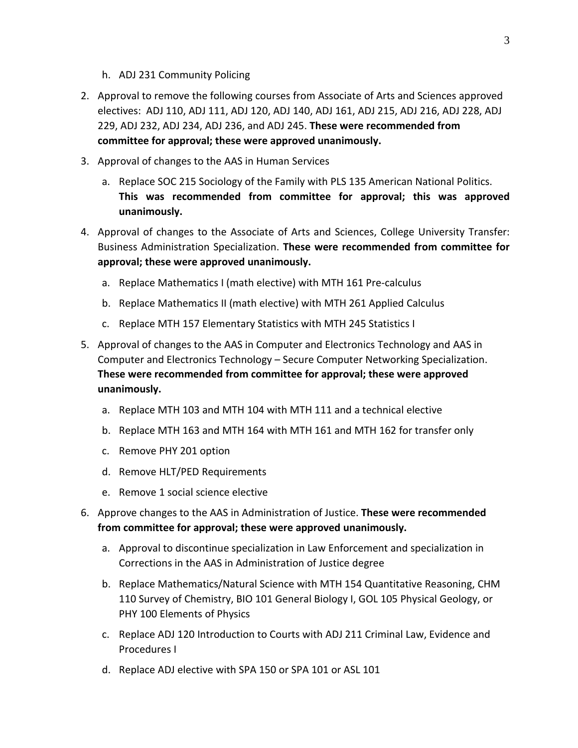h. ADJ 231 Community Policing

2. Approval to remove the following courses from Associate of Arts and Sciences approved electives: ADJ 110, ADJ 111, ADJ 120, ADJ 140, ADJ 161, ADJ 215, ADJ 216, ADJ 228, ADJ 229, ADJ 232, ADJ 234, ADJ 236, and ADJ 245. **These were recommended from committee for approval; these were approved unanimously.**

3. Approval of changes to the AAS in Human Services

   a. Replace SOC 215 Sociology of the Family with PLS 135 American National Politics. **This was recommended from committee for approval; this was approved unanimously.**

4. Approval of changes to the Associate of Arts and Sciences, College University Transfer: Business Administration Specialization. **These were recommended from committee for approval; these were approved unanimously.**

   a. Replace Mathematics I (math elective) with MTH 161 Pre-calculus
   b. Replace Mathematics II (math elective) with MTH 261 Applied Calculus
   c. Replace MTH 157 Elementary Statistics with MTH 245 Statistics I

5. Approval of changes to the AAS in Computer and Electronics Technology and AAS in Computer and Electronics Technology – Secure Computer Networking Specialization. **These were recommended from committee for approval; these were approved unanimously.**

   a. Replace MTH 103 and MTH 104 with MTH 111 and a technical elective
   b. Replace MTH 163 and MTH 164 with MTH 161 and MTH 162 for transfer only
   c. Remove PHY 201 option
   d. Remove HLT/PED Requirements
   e. Remove 1 social science elective

6. Approve changes to the AAS in Administration of Justice. **These were recommended from committee for approval; these were approved unanimously.**

   a. Approval to discontinue specialization in Law Enforcement and specialization in Corrections in the AAS in Administration of Justice degree
   b. Replace Mathematics/Natural Science with MTH 154 Quantitative Reasoning, CHM 110 Survey of Chemistry, BIO 101 General Biology I, GOL 105 Physical Geology, or PHY 100 Elements of Physics
   c. Replace ADJ 120 Introduction to Courts with ADJ 211 Criminal Law, Evidence and Procedures I
   d. Replace ADJ elective with SPA 150 or SPA 101 or ASL 101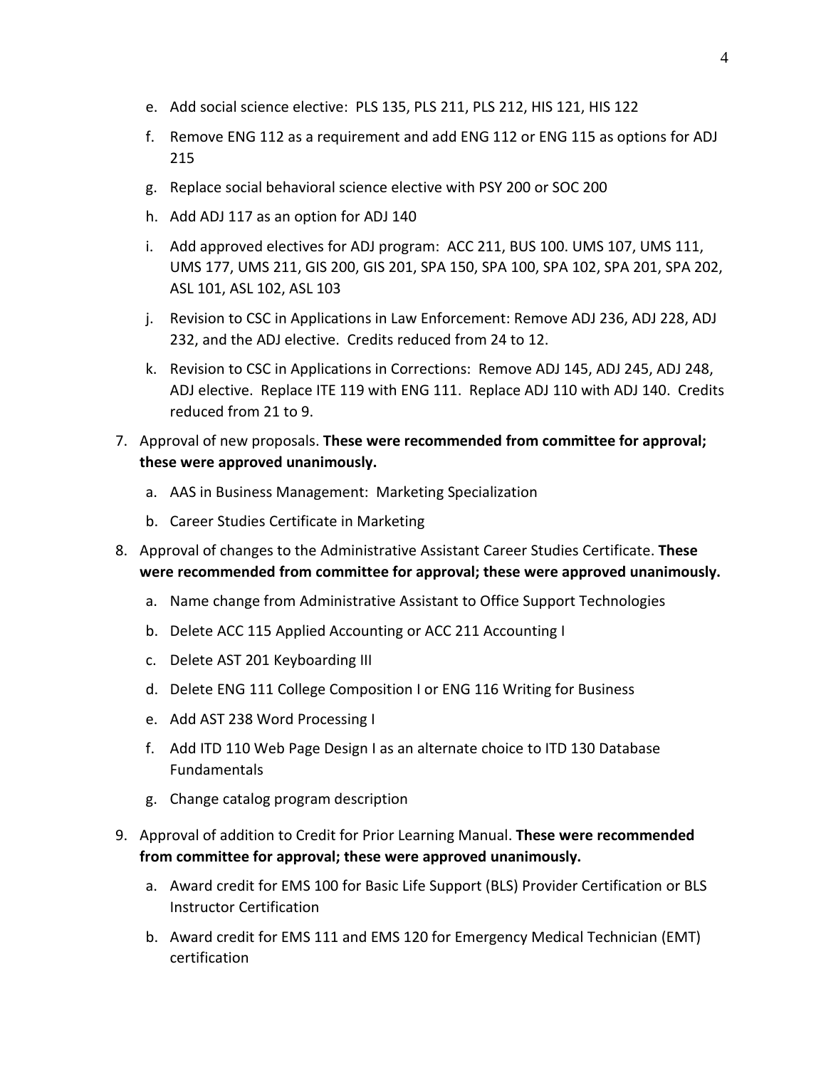e. Add social science elective: PLS 135, PLS 211, PLS 212, HIS 121, HIS 122
   f. Remove ENG 112 as a requirement and add ENG 112 or ENG 115 as options for ADJ 215
   g. Replace social behavioral science elective with PSY 200 or SOC 200
   h. Add ADJ 117 as an option for ADJ 140
   i. Add approved electives for ADJ program: ACC 211, BUS 100. UMS 107, UMS 111, UMS 177, UMS 211, GIS 200, GIS 201, SPA 150, SPA 100, SPA 102, SPA 201, SPA 202, ASL 101, ASL 102, ASL 103
   j. Revision to CSC in Applications in Law Enforcement: Remove ADJ 236, ADJ 228, ADJ 232, and the ADJ elective. Credits reduced from 24 to 12.
   k. Revision to CSC in Applications in Corrections: Remove ADJ 145, ADJ 245, ADJ 248, ADJ elective. Replace ITE 119 with ENG 111. Replace ADJ 110 with ADJ 140. Credits reduced from 21 to 9.

7. Approval of new proposals. **These were recommended from committee for approval; these were approved unanimously.**
   a. AAS in Business Management: Marketing Specialization
   b. Career Studies Certificate in Marketing

8. Approval of changes to the Administrative Assistant Career Studies Certificate. **These were recommended from committee for approval; these were approved unanimously.**
   a. Name change from Administrative Assistant to Office Support Technologies
   b. Delete ACC 115 Applied Accounting or ACC 211 Accounting I
   c. Delete AST 201 Keyboarding III
   d. Delete ENG 111 College Composition I or ENG 116 Writing for Business
   e. Add AST 238 Word Processing I
   f. Add ITD 110 Web Page Design I as an alternate choice to ITD 130 Database Fundamentals
   g. Change catalog program description

9. Approval of addition to Credit for Prior Learning Manual. **These were recommended from committee for approval; these were approved unanimously.**
   a. Award credit for EMS 100 for Basic Life Support (BLS) Provider Certification or BLS Instructor Certification
   b. Award credit for EMS 111 and EMS 120 for Emergency Medical Technician (EMT) certification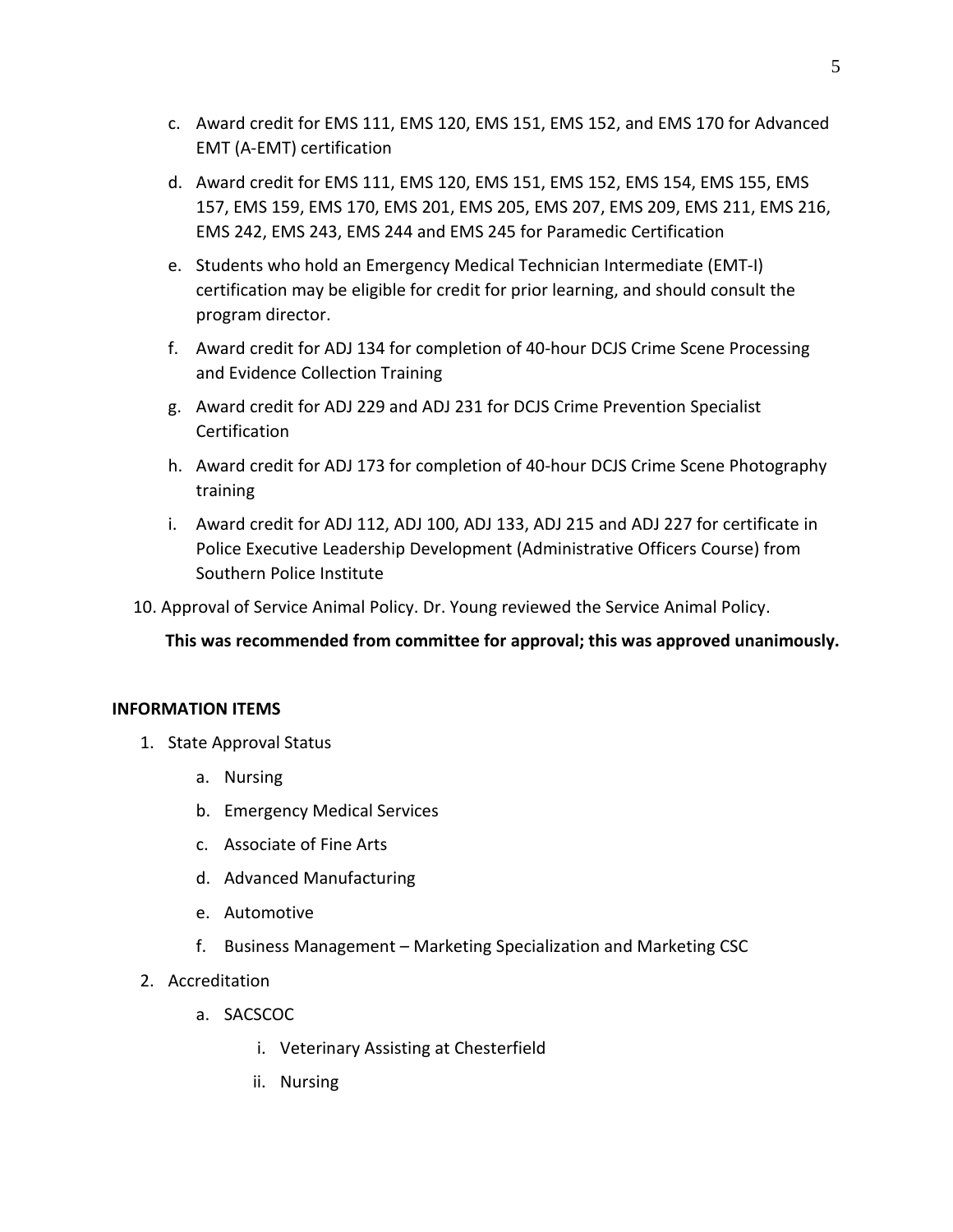c. Award credit for EMS 111, EMS 120, EMS 151, EMS 152, and EMS 170 for Advanced EMT (A-EMT) certification

d. Award credit for EMS 111, EMS 120, EMS 151, EMS 152, EMS 154, EMS 155, EMS 157, EMS 159, EMS 170, EMS 201, EMS 205, EMS 207, EMS 209, EMS 211, EMS 216, EMS 242, EMS 243, EMS 244 and EMS 245 for Paramedic Certification

e. Students who hold an Emergency Medical Technician Intermediate (EMT-I) certification may be eligible for credit for prior learning, and should consult the program director.

f. Award credit for ADJ 134 for completion of 40-hour DCJS Crime Scene Processing and Evidence Collection Training

g. Award credit for ADJ 229 and ADJ 231 for DCJS Crime Prevention Specialist Certification

h. Award credit for ADJ 173 for completion of 40-hour DCJS Crime Scene Photography training

i. Award credit for ADJ 112, ADJ 100, ADJ 133, ADJ 215 and ADJ 227 for certificate in Police Executive Leadership Development (Administrative Officers Course) from Southern Police Institute

10. Approval of Service Animal Policy. Dr. Young reviewed the Service Animal Policy.

    **This was recommended from committee for approval; this was approved unanimously.**

**INFORMATION ITEMS**

1. State Approval Status
   a. Nursing
   b. Emergency Medical Services
   c. Associate of Fine Arts
   d. Advanced Manufacturing
   e. Automotive
   f. Business Management – Marketing Specialization and Marketing CSC
2. Accreditation
   a. SACSCOC
      i. Veterinary Assisting at Chesterfield
      ii. Nursing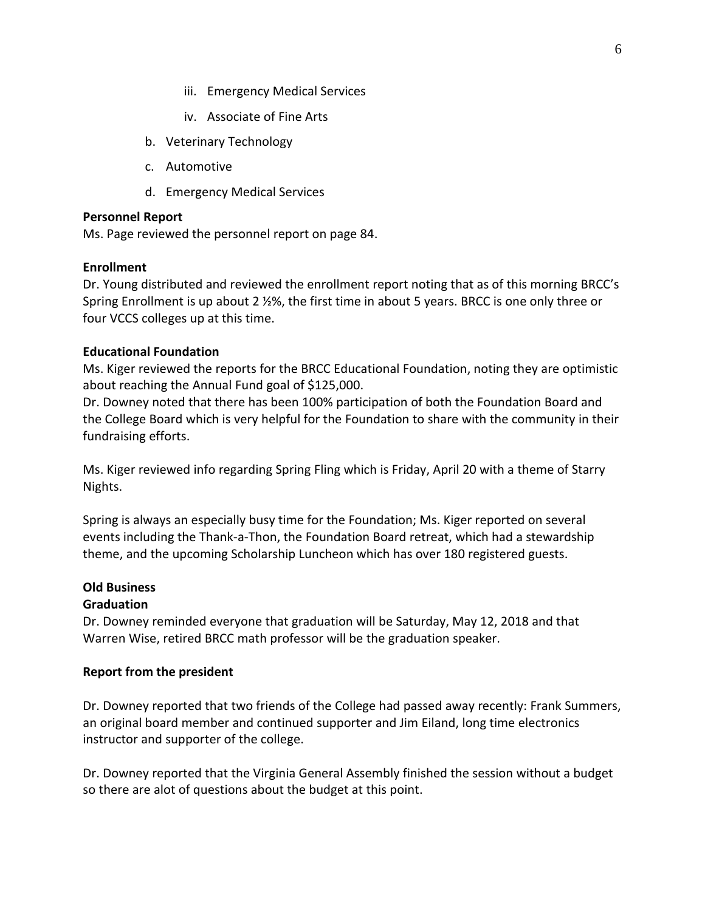iii. Emergency Medical Services

  iv. Associate of Fine Arts

b. Veterinary Technology

c. Automotive

d. Emergency Medical Services

**Personnel Report**
Ms. Page reviewed the personnel report on page 84.

**Enrollment**
Dr. Young distributed and reviewed the enrollment report noting that as of this morning BRCC's Spring Enrollment is up about 2 ½%, the first time in about 5 years. BRCC is one only three or four VCCS colleges up at this time.

**Educational Foundation**
Ms. Kiger reviewed the reports for the BRCC Educational Foundation, noting they are optimistic about reaching the Annual Fund goal of $125,000.
Dr. Downey noted that there has been 100% participation of both the Foundation Board and the College Board which is very helpful for the Foundation to share with the community in their fundraising efforts.

Ms. Kiger reviewed info regarding Spring Fling which is Friday, April 20 with a theme of Starry Nights.

Spring is always an especially busy time for the Foundation; Ms. Kiger reported on several events including the Thank-a-Thon, the Foundation Board retreat, which had a stewardship theme, and the upcoming Scholarship Luncheon which has over 180 registered guests.

**Old Business**
**Graduation**
Dr. Downey reminded everyone that graduation will be Saturday, May 12, 2018 and that Warren Wise, retired BRCC math professor will be the graduation speaker.

**Report from the president**

Dr. Downey reported that two friends of the College had passed away recently: Frank Summers, an original board member and continued supporter and Jim Eiland, long time electronics instructor and supporter of the college.

Dr. Downey reported that the Virginia General Assembly finished the session without a budget so there are alot of questions about the budget at this point.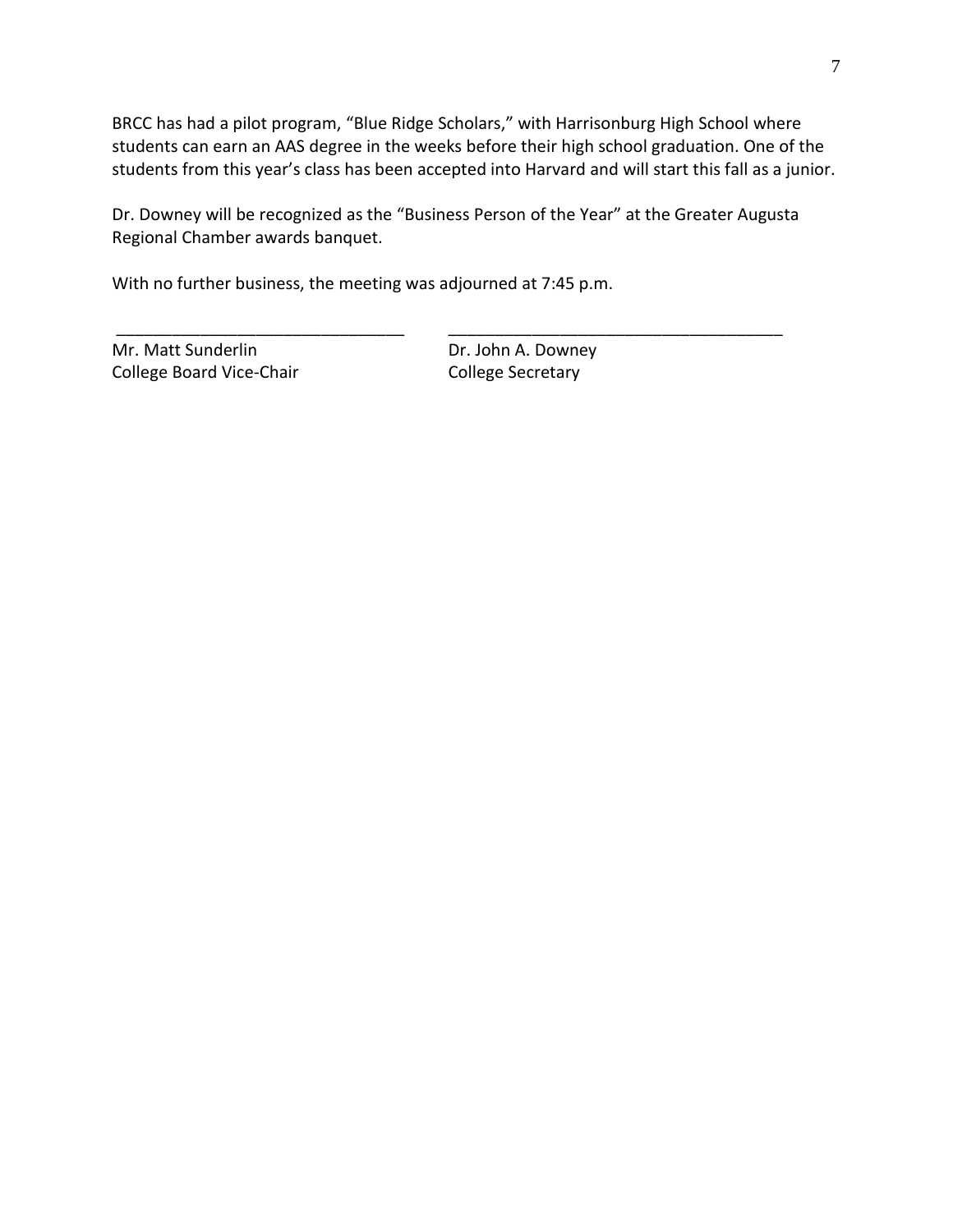BRCC has had a pilot program, "Blue Ridge Scholars," with Harrisonburg High School where students can earn an AAS degree in the weeks before their high school graduation. One of the students from this year's class has been accepted into Harvard and will start this fall as a junior.

Dr. Downey will be recognized as the "Business Person of the Year" at the Greater Augusta Regional Chamber awards banquet.

With no further business, the meeting was adjourned at 7:45 p.m.

| | |
|---|---|
| _______________________________ | ____________________________________ |
| Mr. Matt Sunderlin | Dr. John A. Downey |
| College Board Vice-Chair | College Secretary |